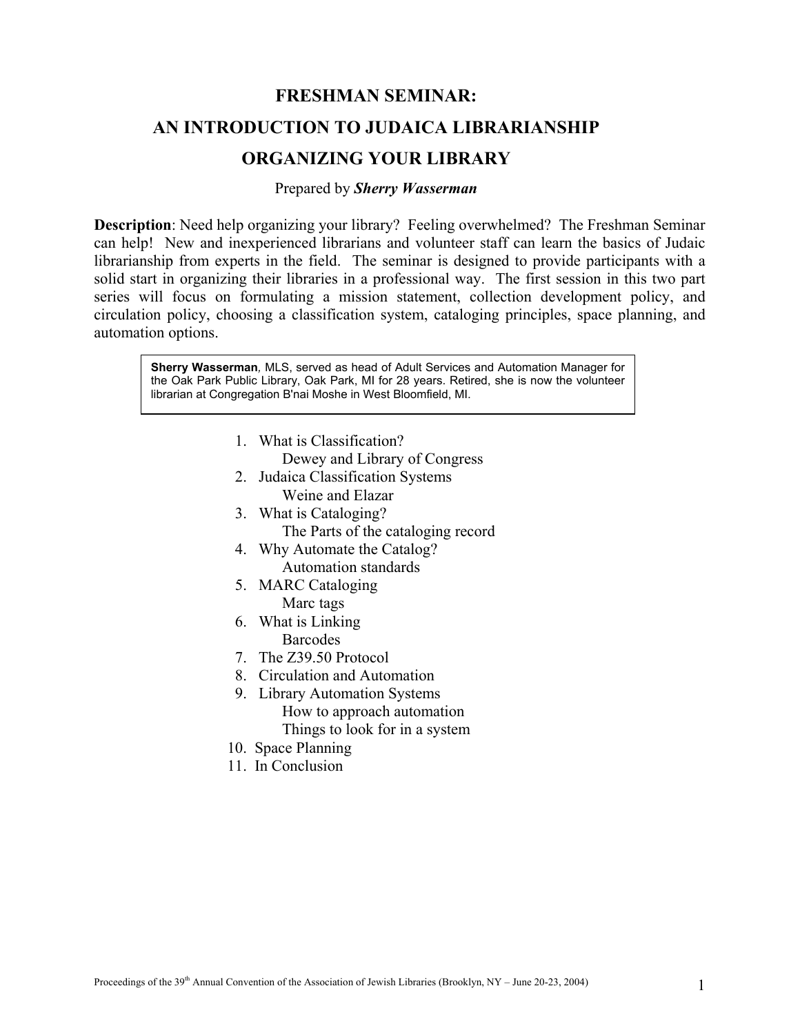# FRESHMAN SEMINAR:

# AN INTRODUCTION TO JUDAICA LIBRARIANSHIP

# ORGANIZING YOUR LIBRARY

Prepared by ***Sherry Wasserman***

**Description**: Need help organizing your library? Feeling overwhelmed? The Freshman Seminar can help! New and inexperienced librarians and volunteer staff can learn the basics of Judaic librarianship from experts in the field. The seminar is designed to provide participants with a solid start in organizing their libraries in a professional way. The first session in this two part series will focus on formulating a mission statement, collection development policy, and circulation policy, choosing a classification system, cataloging principles, space planning, and automation options.

> **Sherry Wasserman**, MLS, served as head of Adult Services and Automation Manager for the Oak Park Public Library, Oak Park, MI for 28 years. Retired, she is now the volunteer librarian at Congregation B'nai Moshe in West Bloomfield, MI.

1. What is Classification?
   - Dewey and Library of Congress
2. Judaica Classification Systems
   - Weine and Elazar
3. What is Cataloging?
   - The Parts of the cataloging record
4. Why Automate the Catalog?
   - Automation standards
5. MARC Cataloging
   - Marc tags
6. What is Linking
   - Barcodes
7. The Z39.50 Protocol
8. Circulation and Automation
9. Library Automation Systems
   - How to approach automation
   - Things to look for in a system
10. Space Planning
11. In Conclusion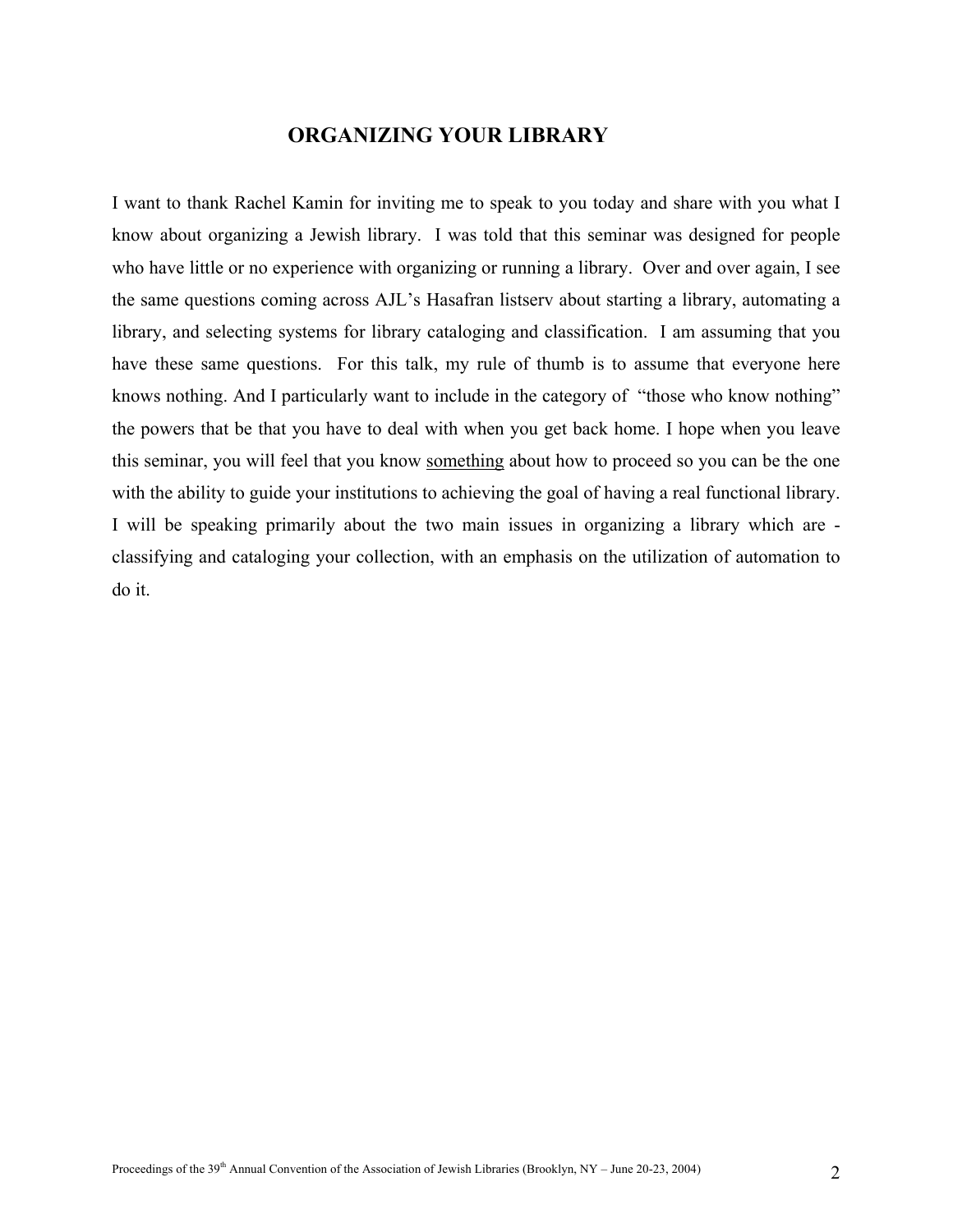## ORGANIZING YOUR LIBRARY

I want to thank Rachel Kamin for inviting me to speak to you today and share with you what I know about organizing a Jewish library. I was told that this seminar was designed for people who have little or no experience with organizing or running a library. Over and over again, I see the same questions coming across AJL's Hasafran listserv about starting a library, automating a library, and selecting systems for library cataloging and classification. I am assuming that you have these same questions. For this talk, my rule of thumb is to assume that everyone here knows nothing. And I particularly want to include in the category of "those who know nothing" the powers that be that you have to deal with when you get back home. I hope when you leave this seminar, you will feel that you know <u>something</u> about how to proceed so you can be the one with the ability to guide your institutions to achieving the goal of having a real functional library. I will be speaking primarily about the two main issues in organizing a library which are - classifying and cataloging your collection, with an emphasis on the utilization of automation to do it.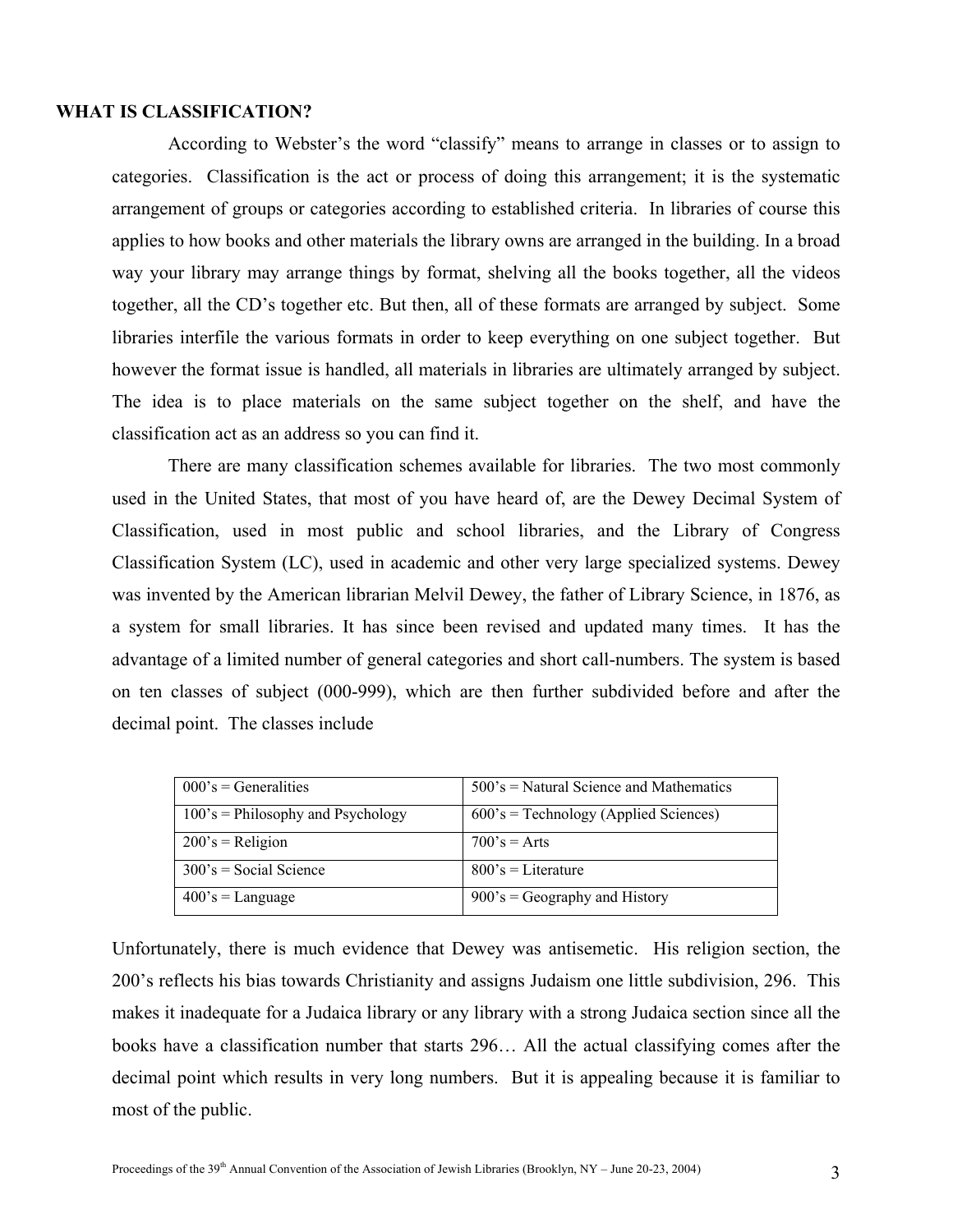**WHAT IS CLASSIFICATION?**

According to Webster's the word "classify" means to arrange in classes or to assign to categories. Classification is the act or process of doing this arrangement; it is the systematic arrangement of groups or categories according to established criteria. In libraries of course this applies to how books and other materials the library owns are arranged in the building. In a broad way your library may arrange things by format, shelving all the books together, all the videos together, all the CD's together etc. But then, all of these formats are arranged by subject. Some libraries interfile the various formats in order to keep everything on one subject together. But however the format issue is handled, all materials in libraries are ultimately arranged by subject. The idea is to place materials on the same subject together on the shelf, and have the classification act as an address so you can find it.

There are many classification schemes available for libraries. The two most commonly used in the United States, that most of you have heard of, are the Dewey Decimal System of Classification, used in most public and school libraries, and the Library of Congress Classification System (LC), used in academic and other very large specialized systems. Dewey was invented by the American librarian Melvil Dewey, the father of Library Science, in 1876, as a system for small libraries. It has since been revised and updated many times. It has the advantage of a limited number of general categories and short call-numbers. The system is based on ten classes of subject (000-999), which are then further subdivided before and after the decimal point. The classes include

| | |
|---|---|
| 000's = Generalities | 500's = Natural Science and Mathematics |
| 100's = Philosophy and Psychology | 600's = Technology (Applied Sciences) |
| 200's = Religion | 700's = Arts |
| 300's = Social Science | 800's = Literature |
| 400's = Language | 900's = Geography and History |

Unfortunately, there is much evidence that Dewey was antisemetic. His religion section, the 200's reflects his bias towards Christianity and assigns Judaism one little subdivision, 296. This makes it inadequate for a Judaica library or any library with a strong Judaica section since all the books have a classification number that starts 296… All the actual classifying comes after the decimal point which results in very long numbers. But it is appealing because it is familiar to most of the public.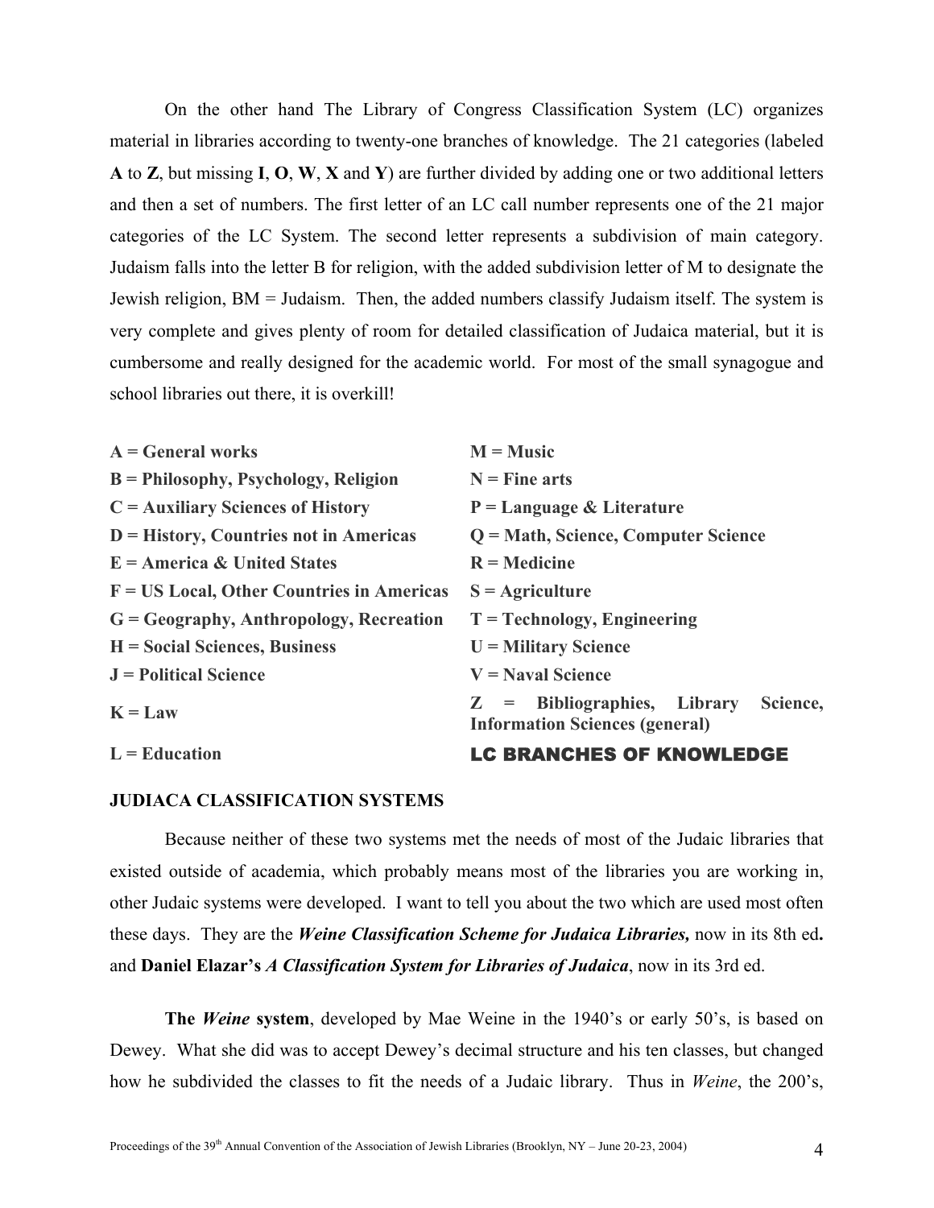On the other hand The Library of Congress Classification System (LC) organizes material in libraries according to twenty-one branches of knowledge. The 21 categories (labeled **A** to **Z**, but missing **I**, **O**, **W**, **X** and **Y**) are further divided by adding one or two additional letters and then a set of numbers. The first letter of an LC call number represents one of the 21 major categories of the LC System. The second letter represents a subdivision of main category. Judaism falls into the letter B for religion, with the added subdivision letter of M to designate the Jewish religion, BM = Judaism. Then, the added numbers classify Judaism itself. The system is very complete and gives plenty of room for detailed classification of Judaica material, but it is cumbersome and really designed for the academic world. For most of the small synagogue and school libraries out there, it is overkill!

| | |
|---|---|
| **A = General works** | **M = Music** |
| **B = Philosophy, Psychology, Religion** | **N = Fine arts** |
| **C = Auxiliary Sciences of History** | **P = Language & Literature** |
| **D = History, Countries not in Americas** | **Q = Math, Science, Computer Science** |
| **E = America & United States** | **R = Medicine** |
| **F = US Local, Other Countries in Americas** | **S = Agriculture** |
| **G = Geography, Anthropology, Recreation** | **T = Technology, Engineering** |
| **H = Social Sciences, Business** | **U = Military Science** |
| **J = Political Science** | **V = Naval Science** |
| **K = Law** | **Z = Bibliographies, Library Science, Information Sciences (general)** |
| **L = Education** | **LC BRANCHES OF KNOWLEDGE** |

**JUDIACA CLASSIFICATION SYSTEMS**

Because neither of these two systems met the needs of most of the Judaic libraries that existed outside of academia, which probably means most of the libraries you are working in, other Judaic systems were developed. I want to tell you about the two which are used most often these days. They are the ***Weine Classification Scheme for Judaica Libraries,*** now in its 8th ed**.** and **Daniel Elazar's** ***A Classification System for Libraries of Judaica***, now in its 3rd ed.

**The *Weine* system**, developed by Mae Weine in the 1940's or early 50's, is based on Dewey. What she did was to accept Dewey's decimal structure and his ten classes, but changed how he subdivided the classes to fit the needs of a Judaic library. Thus in *Weine*, the 200's,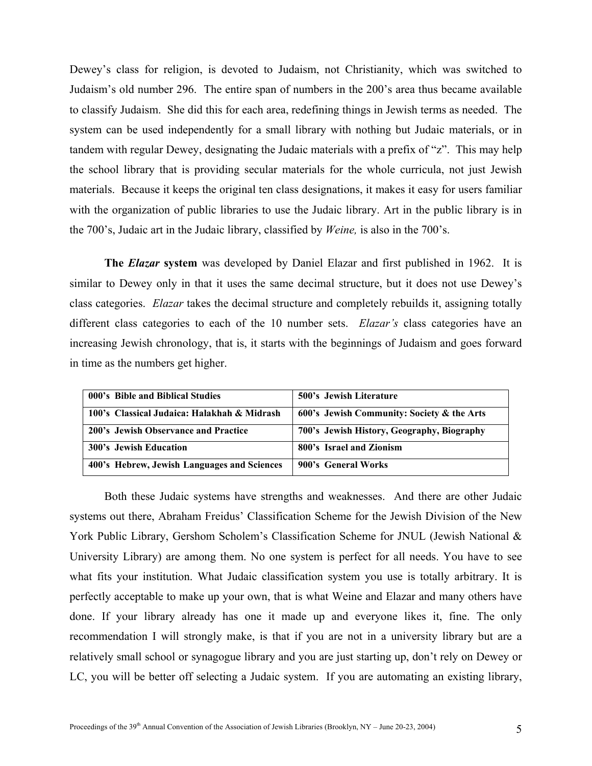Dewey's class for religion, is devoted to Judaism, not Christianity, which was switched to Judaism's old number 296. The entire span of numbers in the 200's area thus became available to classify Judaism. She did this for each area, redefining things in Jewish terms as needed. The system can be used independently for a small library with nothing but Judaic materials, or in tandem with regular Dewey, designating the Judaic materials with a prefix of "z". This may help the school library that is providing secular materials for the whole curricula, not just Jewish materials. Because it keeps the original ten class designations, it makes it easy for users familiar with the organization of public libraries to use the Judaic library. Art in the public library is in the 700's, Judaic art in the Judaic library, classified by *Weine,* is also in the 700's.

**The *Elazar* system** was developed by Daniel Elazar and first published in 1962. It is similar to Dewey only in that it uses the same decimal structure, but it does not use Dewey's class categories. *Elazar* takes the decimal structure and completely rebuilds it, assigning totally different class categories to each of the 10 number sets. *Elazar's* class categories have an increasing Jewish chronology, that is, it starts with the beginnings of Judaism and goes forward in time as the numbers get higher.

| | |
|---|---|
| **000's Bible and Biblical Studies** | **500's Jewish Literature** |
| **100's Classical Judaica: Halakhah & Midrash** | **600's Jewish Community: Society & the Arts** |
| **200's Jewish Observance and Practice** | **700's Jewish History, Geography, Biography** |
| **300's Jewish Education** | **800's Israel and Zionism** |
| **400's Hebrew, Jewish Languages and Sciences** | **900's General Works** |

Both these Judaic systems have strengths and weaknesses. And there are other Judaic systems out there, Abraham Freidus' Classification Scheme for the Jewish Division of the New York Public Library, Gershom Scholem's Classification Scheme for JNUL (Jewish National & University Library) are among them. No one system is perfect for all needs. You have to see what fits your institution. What Judaic classification system you use is totally arbitrary. It is perfectly acceptable to make up your own, that is what Weine and Elazar and many others have done. If your library already has one it made up and everyone likes it, fine. The only recommendation I will strongly make, is that if you are not in a university library but are a relatively small school or synagogue library and you are just starting up, don't rely on Dewey or LC, you will be better off selecting a Judaic system. If you are automating an existing library,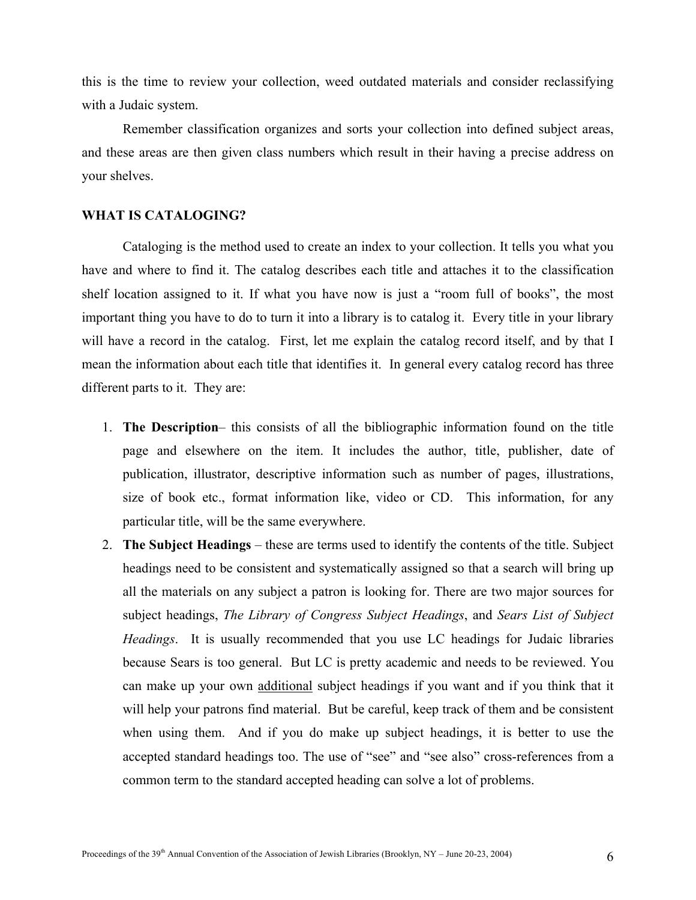this is the time to review your collection, weed outdated materials and consider reclassifying with a Judaic system.

Remember classification organizes and sorts your collection into defined subject areas, and these areas are then given class numbers which result in their having a precise address on your shelves.

**WHAT IS CATALOGING?**

Cataloging is the method used to create an index to your collection. It tells you what you have and where to find it. The catalog describes each title and attaches it to the classification shelf location assigned to it. If what you have now is just a "room full of books", the most important thing you have to do to turn it into a library is to catalog it. Every title in your library will have a record in the catalog. First, let me explain the catalog record itself, and by that I mean the information about each title that identifies it. In general every catalog record has three different parts to it. They are:

1. **The Description**– this consists of all the bibliographic information found on the title page and elsewhere on the item. It includes the author, title, publisher, date of publication, illustrator, descriptive information such as number of pages, illustrations, size of book etc., format information like, video or CD. This information, for any particular title, will be the same everywhere.
2. **The Subject Headings** – these are terms used to identify the contents of the title. Subject headings need to be consistent and systematically assigned so that a search will bring up all the materials on any subject a patron is looking for. There are two major sources for subject headings, *The Library of Congress Subject Headings*, and *Sears List of Subject Headings*. It is usually recommended that you use LC headings for Judaic libraries because Sears is too general. But LC is pretty academic and needs to be reviewed. You can make up your own <u>additional</u> subject headings if you want and if you think that it will help your patrons find material. But be careful, keep track of them and be consistent when using them. And if you do make up subject headings, it is better to use the accepted standard headings too. The use of "see" and "see also" cross-references from a common term to the standard accepted heading can solve a lot of problems.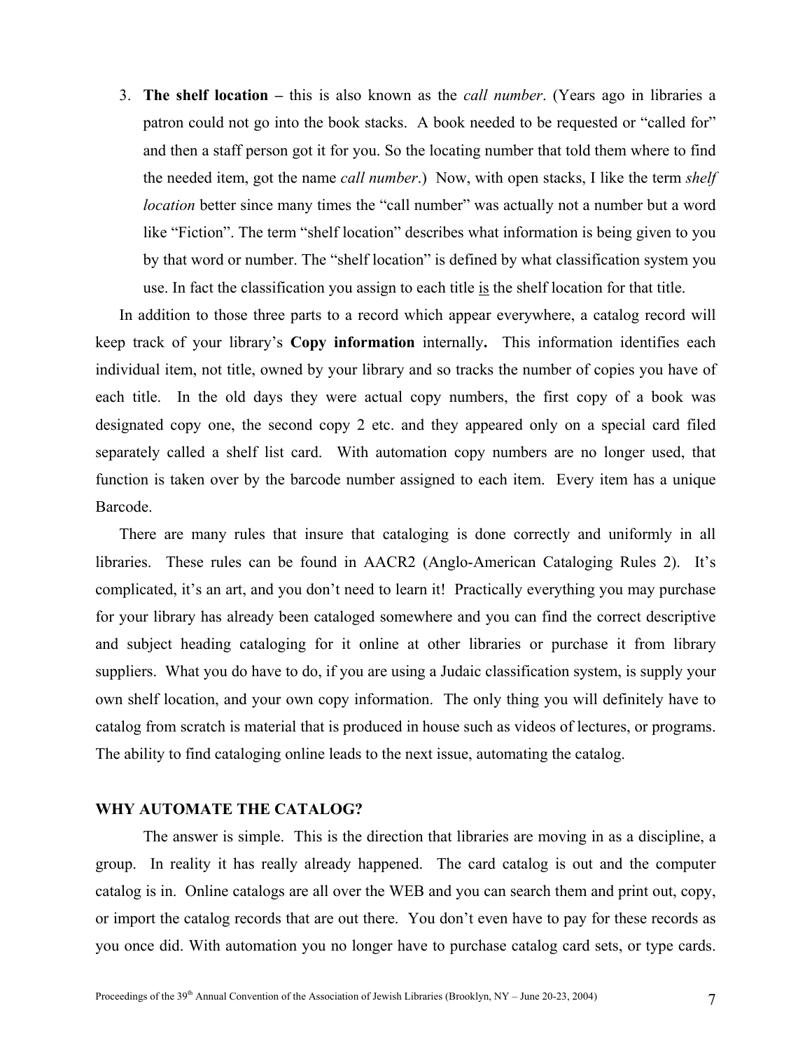3. **The shelf location –** this is also known as the *call number*. (Years ago in libraries a patron could not go into the book stacks. A book needed to be requested or "called for" and then a staff person got it for you. So the locating number that told them where to find the needed item, got the name *call number*.) Now, with open stacks, I like the term *shelf location* better since many times the "call number" was actually not a number but a word like "Fiction". The term "shelf location" describes what information is being given to you by that word or number. The "shelf location" is defined by what classification system you use. In fact the classification you assign to each title is the shelf location for that title.

In addition to those three parts to a record which appear everywhere, a catalog record will keep track of your library's **Copy information** internally**.** This information identifies each individual item, not title, owned by your library and so tracks the number of copies you have of each title. In the old days they were actual copy numbers, the first copy of a book was designated copy one, the second copy 2 etc. and they appeared only on a special card filed separately called a shelf list card. With automation copy numbers are no longer used, that function is taken over by the barcode number assigned to each item. Every item has a unique Barcode.

There are many rules that insure that cataloging is done correctly and uniformly in all libraries. These rules can be found in AACR2 (Anglo-American Cataloging Rules 2). It's complicated, it's an art, and you don't need to learn it! Practically everything you may purchase for your library has already been cataloged somewhere and you can find the correct descriptive and subject heading cataloging for it online at other libraries or purchase it from library suppliers. What you do have to do, if you are using a Judaic classification system, is supply your own shelf location, and your own copy information. The only thing you will definitely have to catalog from scratch is material that is produced in house such as videos of lectures, or programs. The ability to find cataloging online leads to the next issue, automating the catalog.

**WHY AUTOMATE THE CATALOG?**

The answer is simple. This is the direction that libraries are moving in as a discipline, a group. In reality it has really already happened. The card catalog is out and the computer catalog is in. Online catalogs are all over the WEB and you can search them and print out, copy, or import the catalog records that are out there. You don't even have to pay for these records as you once did. With automation you no longer have to purchase catalog card sets, or type cards.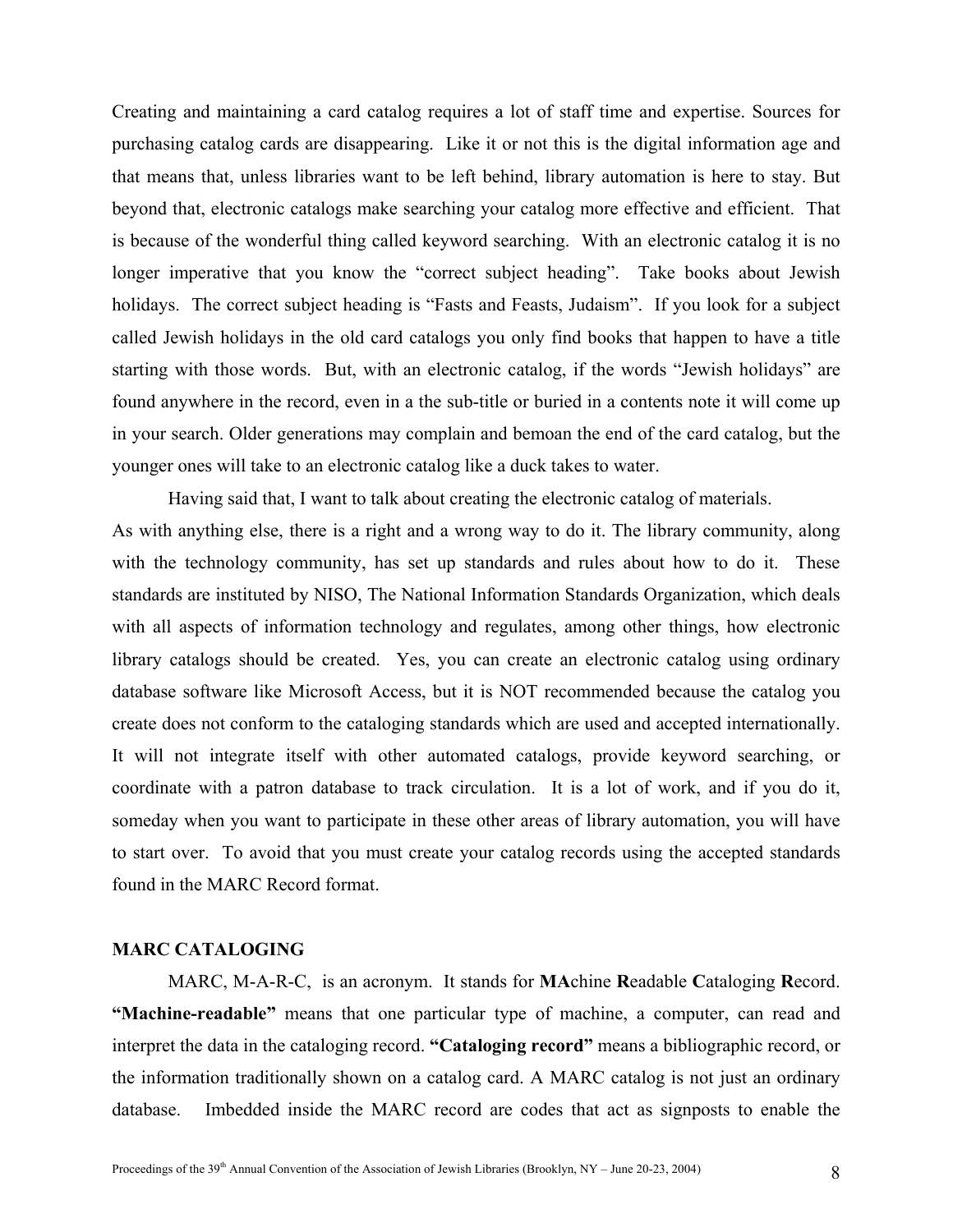Creating and maintaining a card catalog requires a lot of staff time and expertise. Sources for purchasing catalog cards are disappearing. Like it or not this is the digital information age and that means that, unless libraries want to be left behind, library automation is here to stay. But beyond that, electronic catalogs make searching your catalog more effective and efficient. That is because of the wonderful thing called keyword searching. With an electronic catalog it is no longer imperative that you know the "correct subject heading". Take books about Jewish holidays. The correct subject heading is "Fasts and Feasts, Judaism". If you look for a subject called Jewish holidays in the old card catalogs you only find books that happen to have a title starting with those words. But, with an electronic catalog, if the words "Jewish holidays" are found anywhere in the record, even in a the sub-title or buried in a contents note it will come up in your search. Older generations may complain and bemoan the end of the card catalog, but the younger ones will take to an electronic catalog like a duck takes to water.

Having said that, I want to talk about creating the electronic catalog of materials. As with anything else, there is a right and a wrong way to do it. The library community, along with the technology community, has set up standards and rules about how to do it. These standards are instituted by NISO, The National Information Standards Organization, which deals with all aspects of information technology and regulates, among other things, how electronic library catalogs should be created. Yes, you can create an electronic catalog using ordinary database software like Microsoft Access, but it is NOT recommended because the catalog you create does not conform to the cataloging standards which are used and accepted internationally. It will not integrate itself with other automated catalogs, provide keyword searching, or coordinate with a patron database to track circulation. It is a lot of work, and if you do it, someday when you want to participate in these other areas of library automation, you will have to start over. To avoid that you must create your catalog records using the accepted standards found in the MARC Record format.

**MARC CATALOGING**

MARC, M-A-R-C, is an acronym. It stands for **MA**chine **R**eadable **C**ataloging **R**ecord. **"Machine-readable"** means that one particular type of machine, a computer, can read and interpret the data in the cataloging record. **"Cataloging record"** means a bibliographic record, or the information traditionally shown on a catalog card. A MARC catalog is not just an ordinary database. Imbedded inside the MARC record are codes that act as signposts to enable the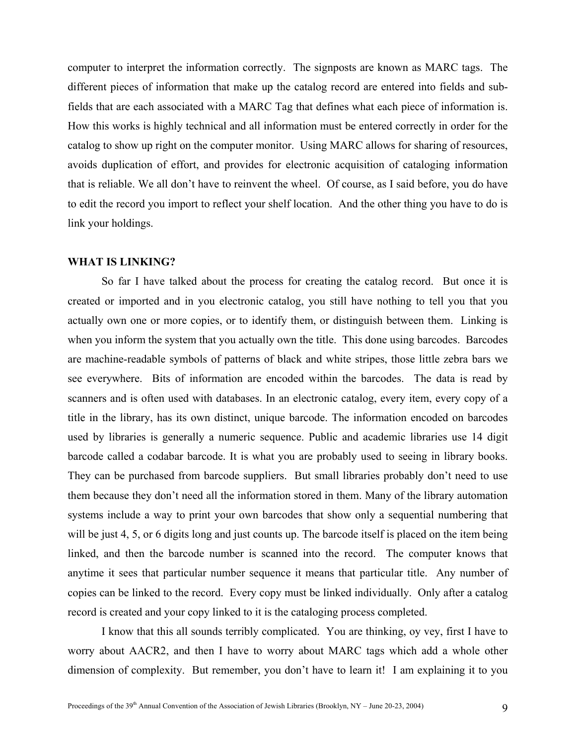computer to interpret the information correctly. The signposts are known as MARC tags. The different pieces of information that make up the catalog record are entered into fields and sub-fields that are each associated with a MARC Tag that defines what each piece of information is. How this works is highly technical and all information must be entered correctly in order for the catalog to show up right on the computer monitor. Using MARC allows for sharing of resources, avoids duplication of effort, and provides for electronic acquisition of cataloging information that is reliable. We all don't have to reinvent the wheel. Of course, as I said before, you do have to edit the record you import to reflect your shelf location. And the other thing you have to do is link your holdings.

**WHAT IS LINKING?**

So far I have talked about the process for creating the catalog record. But once it is created or imported and in you electronic catalog, you still have nothing to tell you that you actually own one or more copies, or to identify them, or distinguish between them. Linking is when you inform the system that you actually own the title. This done using barcodes. Barcodes are machine-readable symbols of patterns of black and white stripes, those little zebra bars we see everywhere. Bits of information are encoded within the barcodes. The data is read by scanners and is often used with databases. In an electronic catalog, every item, every copy of a title in the library, has its own distinct, unique barcode. The information encoded on barcodes used by libraries is generally a numeric sequence. Public and academic libraries use 14 digit barcode called a codabar barcode. It is what you are probably used to seeing in library books. They can be purchased from barcode suppliers. But small libraries probably don't need to use them because they don't need all the information stored in them. Many of the library automation systems include a way to print your own barcodes that show only a sequential numbering that will be just 4, 5, or 6 digits long and just counts up. The barcode itself is placed on the item being linked, and then the barcode number is scanned into the record. The computer knows that anytime it sees that particular number sequence it means that particular title. Any number of copies can be linked to the record. Every copy must be linked individually. Only after a catalog record is created and your copy linked to it is the cataloging process completed.

I know that this all sounds terribly complicated. You are thinking, oy vey, first I have to worry about AACR2, and then I have to worry about MARC tags which add a whole other dimension of complexity. But remember, you don't have to learn it! I am explaining it to you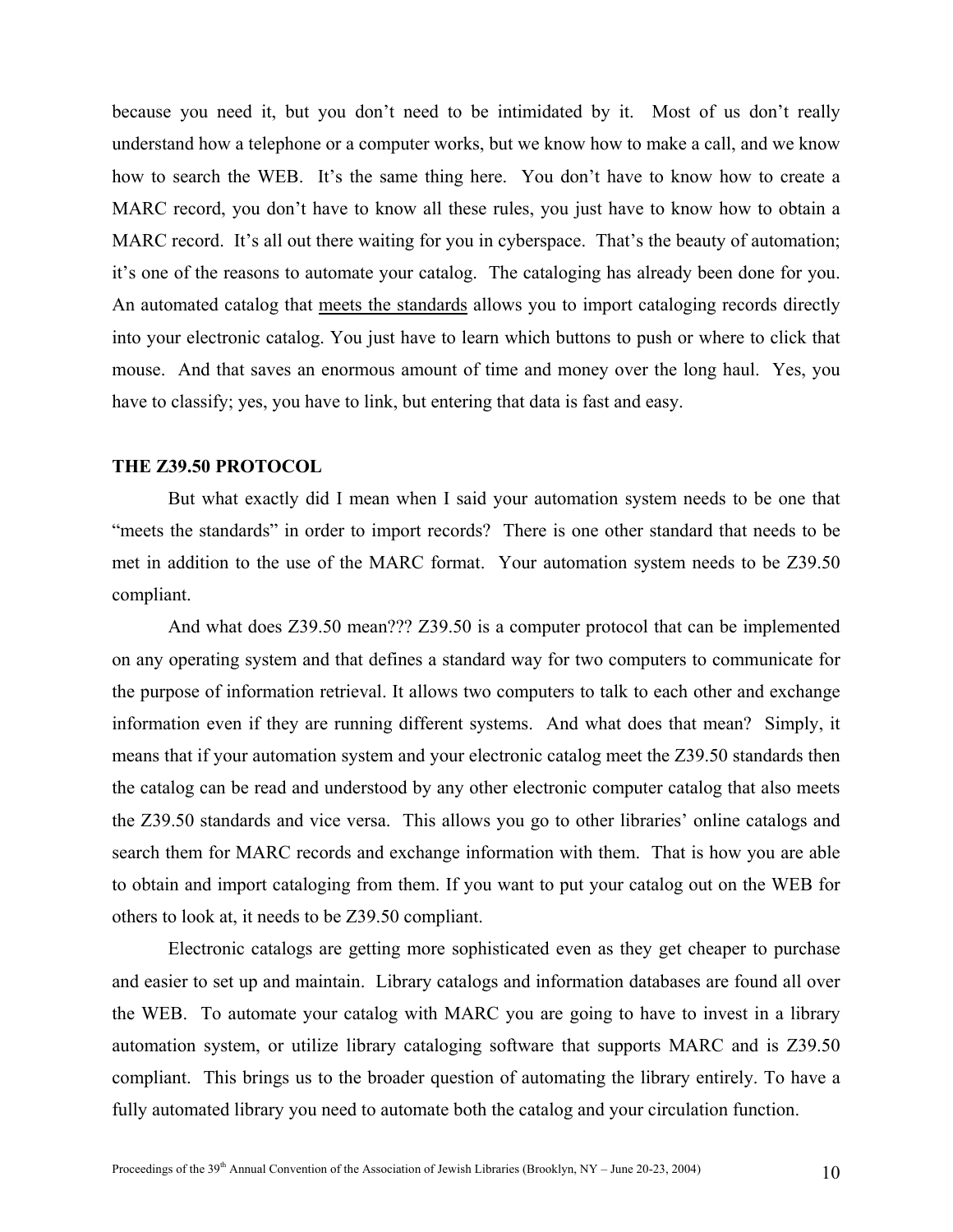because you need it, but you don't need to be intimidated by it. Most of us don't really understand how a telephone or a computer works, but we know how to make a call, and we know how to search the WEB. It's the same thing here. You don't have to know how to create a MARC record, you don't have to know all these rules, you just have to know how to obtain a MARC record. It's all out there waiting for you in cyberspace. That's the beauty of automation; it's one of the reasons to automate your catalog. The cataloging has already been done for you. An automated catalog that <u>meets the standards</u> allows you to import cataloging records directly into your electronic catalog. You just have to learn which buttons to push or where to click that mouse. And that saves an enormous amount of time and money over the long haul. Yes, you have to classify; yes, you have to link, but entering that data is fast and easy.

**THE Z39.50 PROTOCOL**

But what exactly did I mean when I said your automation system needs to be one that "meets the standards" in order to import records? There is one other standard that needs to be met in addition to the use of the MARC format. Your automation system needs to be Z39.50 compliant.

And what does Z39.50 mean??? Z39.50 is a computer protocol that can be implemented on any operating system and that defines a standard way for two computers to communicate for the purpose of information retrieval. It allows two computers to talk to each other and exchange information even if they are running different systems. And what does that mean? Simply, it means that if your automation system and your electronic catalog meet the Z39.50 standards then the catalog can be read and understood by any other electronic computer catalog that also meets the Z39.50 standards and vice versa. This allows you go to other libraries' online catalogs and search them for MARC records and exchange information with them. That is how you are able to obtain and import cataloging from them. If you want to put your catalog out on the WEB for others to look at, it needs to be Z39.50 compliant.

Electronic catalogs are getting more sophisticated even as they get cheaper to purchase and easier to set up and maintain. Library catalogs and information databases are found all over the WEB. To automate your catalog with MARC you are going to have to invest in a library automation system, or utilize library cataloging software that supports MARC and is Z39.50 compliant. This brings us to the broader question of automating the library entirely. To have a fully automated library you need to automate both the catalog and your circulation function.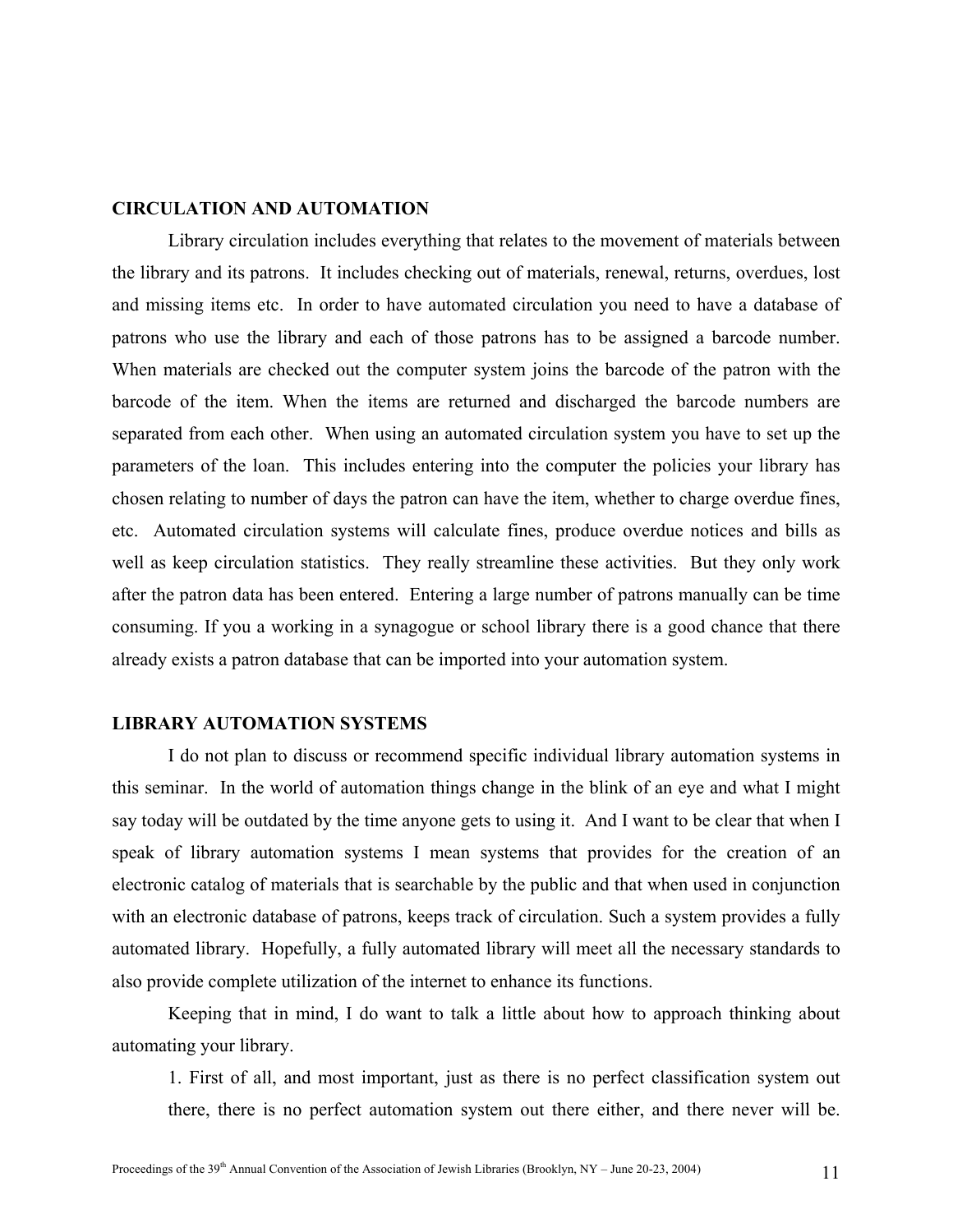## CIRCULATION AND AUTOMATION

Library circulation includes everything that relates to the movement of materials between the library and its patrons. It includes checking out of materials, renewal, returns, overdues, lost and missing items etc. In order to have automated circulation you need to have a database of patrons who use the library and each of those patrons has to be assigned a barcode number. When materials are checked out the computer system joins the barcode of the patron with the barcode of the item. When the items are returned and discharged the barcode numbers are separated from each other. When using an automated circulation system you have to set up the parameters of the loan. This includes entering into the computer the policies your library has chosen relating to number of days the patron can have the item, whether to charge overdue fines, etc. Automated circulation systems will calculate fines, produce overdue notices and bills as well as keep circulation statistics. They really streamline these activities. But they only work after the patron data has been entered. Entering a large number of patrons manually can be time consuming. If you a working in a synagogue or school library there is a good chance that there already exists a patron database that can be imported into your automation system.

## LIBRARY AUTOMATION SYSTEMS

I do not plan to discuss or recommend specific individual library automation systems in this seminar. In the world of automation things change in the blink of an eye and what I might say today will be outdated by the time anyone gets to using it. And I want to be clear that when I speak of library automation systems I mean systems that provides for the creation of an electronic catalog of materials that is searchable by the public and that when used in conjunction with an electronic database of patrons, keeps track of circulation. Such a system provides a fully automated library. Hopefully, a fully automated library will meet all the necessary standards to also provide complete utilization of the internet to enhance its functions.

Keeping that in mind, I do want to talk a little about how to approach thinking about automating your library.

1. First of all, and most important, just as there is no perfect classification system out there, there is no perfect automation system out there either, and there never will be.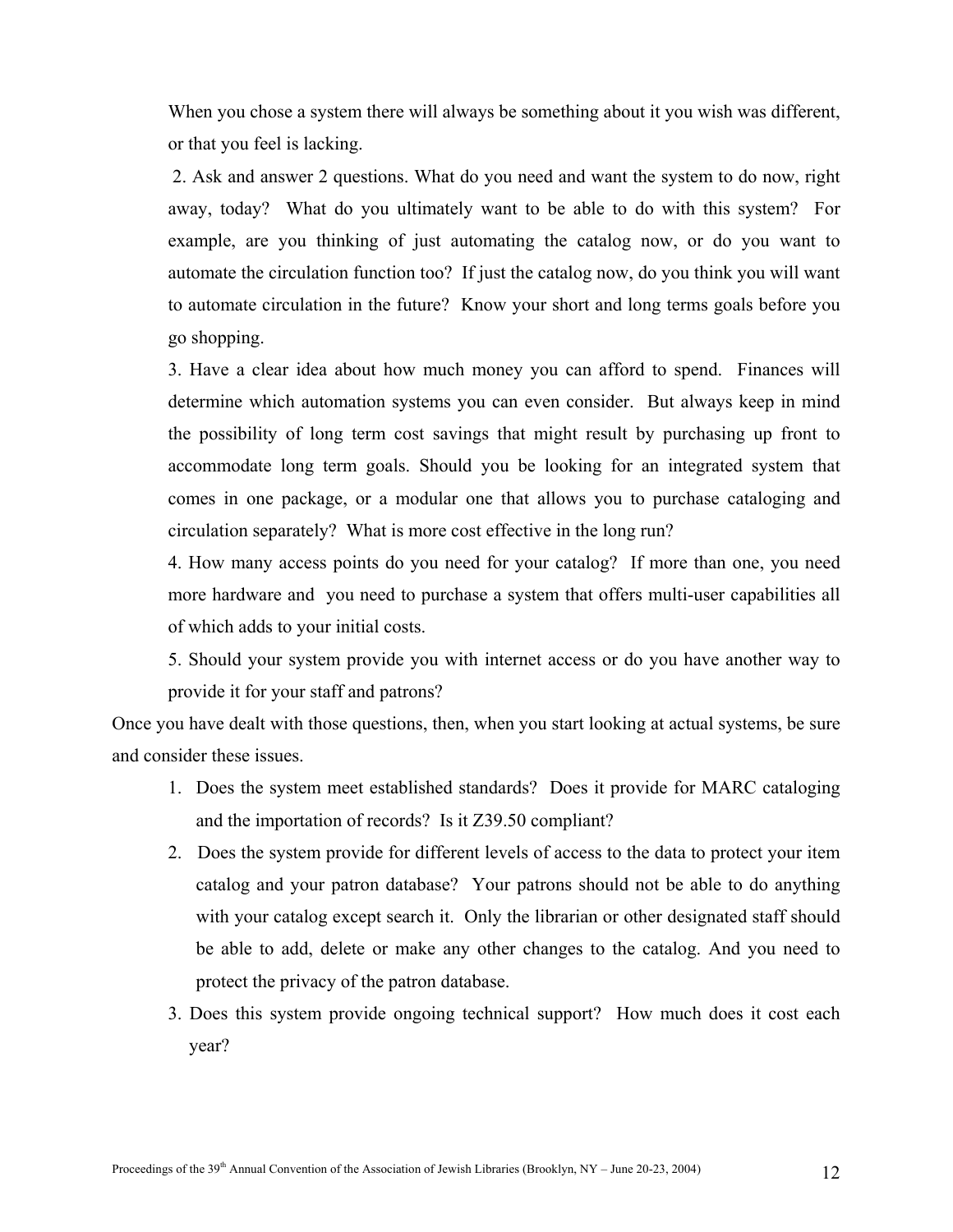When you chose a system there will always be something about it you wish was different, or that you feel is lacking.

2. Ask and answer 2 questions. What do you need and want the system to do now, right away, today? What do you ultimately want to be able to do with this system? For example, are you thinking of just automating the catalog now, or do you want to automate the circulation function too? If just the catalog now, do you think you will want to automate circulation in the future? Know your short and long terms goals before you go shopping.

3. Have a clear idea about how much money you can afford to spend. Finances will determine which automation systems you can even consider. But always keep in mind the possibility of long term cost savings that might result by purchasing up front to accommodate long term goals. Should you be looking for an integrated system that comes in one package, or a modular one that allows you to purchase cataloging and circulation separately? What is more cost effective in the long run?

4. How many access points do you need for your catalog? If more than one, you need more hardware and you need to purchase a system that offers multi-user capabilities all of which adds to your initial costs.

5. Should your system provide you with internet access or do you have another way to provide it for your staff and patrons?

Once you have dealt with those questions, then, when you start looking at actual systems, be sure and consider these issues.

1. Does the system meet established standards? Does it provide for MARC cataloging and the importation of records? Is it Z39.50 compliant?
2. Does the system provide for different levels of access to the data to protect your item catalog and your patron database? Your patrons should not be able to do anything with your catalog except search it. Only the librarian or other designated staff should be able to add, delete or make any other changes to the catalog. And you need to protect the privacy of the patron database.
3. Does this system provide ongoing technical support? How much does it cost each year?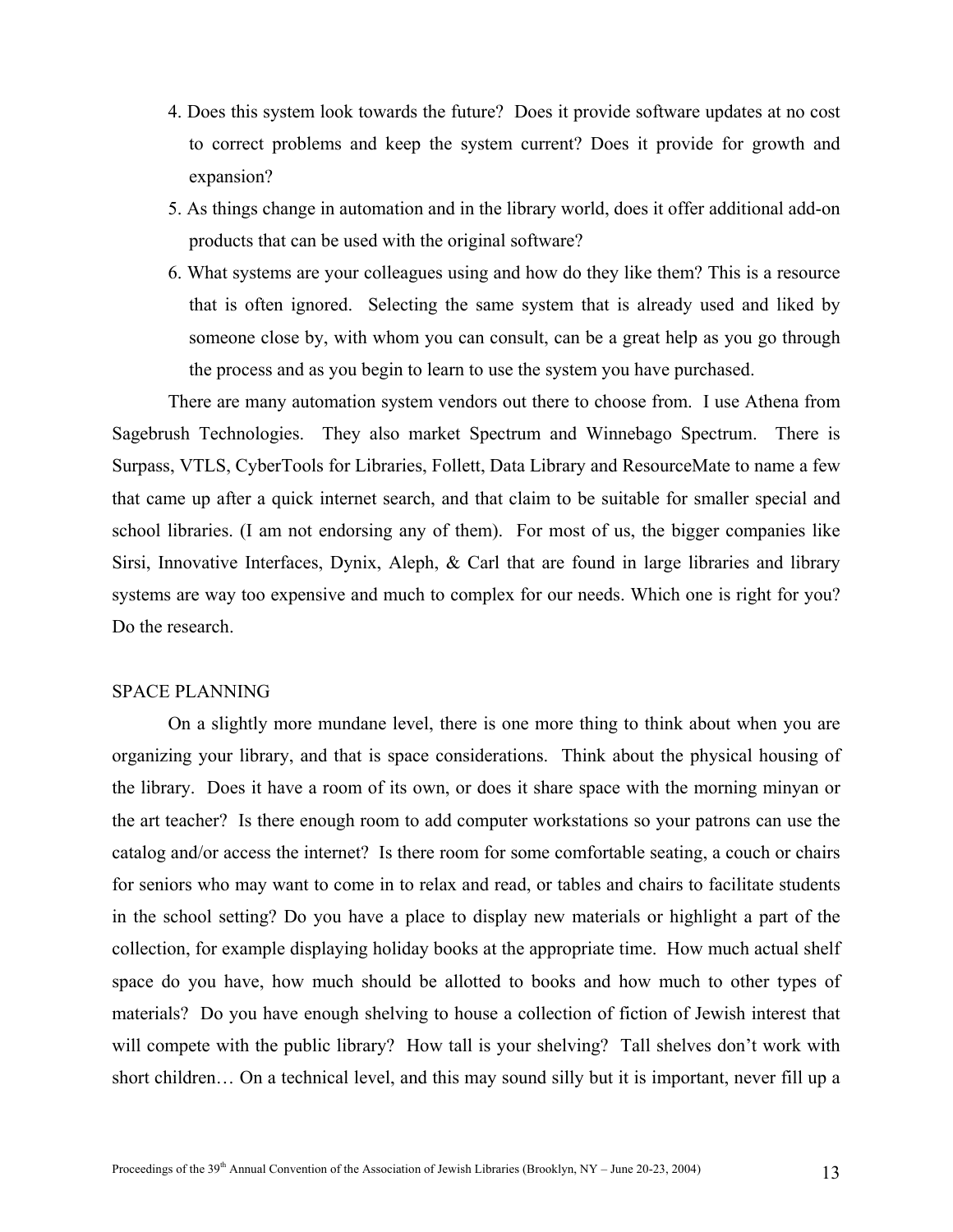4. Does this system look towards the future? Does it provide software updates at no cost to correct problems and keep the system current? Does it provide for growth and expansion?
5. As things change in automation and in the library world, does it offer additional add-on products that can be used with the original software?
6. What systems are your colleagues using and how do they like them? This is a resource that is often ignored. Selecting the same system that is already used and liked by someone close by, with whom you can consult, can be a great help as you go through the process and as you begin to learn to use the system you have purchased.

There are many automation system vendors out there to choose from. I use Athena from Sagebrush Technologies. They also market Spectrum and Winnebago Spectrum. There is Surpass, VTLS, CyberTools for Libraries, Follett, Data Library and ResourceMate to name a few that came up after a quick internet search, and that claim to be suitable for smaller special and school libraries. (I am not endorsing any of them). For most of us, the bigger companies like Sirsi, Innovative Interfaces, Dynix, Aleph, & Carl that are found in large libraries and library systems are way too expensive and much to complex for our needs. Which one is right for you? Do the research.

## SPACE PLANNING

On a slightly more mundane level, there is one more thing to think about when you are organizing your library, and that is space considerations. Think about the physical housing of the library. Does it have a room of its own, or does it share space with the morning minyan or the art teacher? Is there enough room to add computer workstations so your patrons can use the catalog and/or access the internet? Is there room for some comfortable seating, a couch or chairs for seniors who may want to come in to relax and read, or tables and chairs to facilitate students in the school setting? Do you have a place to display new materials or highlight a part of the collection, for example displaying holiday books at the appropriate time. How much actual shelf space do you have, how much should be allotted to books and how much to other types of materials? Do you have enough shelving to house a collection of fiction of Jewish interest that will compete with the public library? How tall is your shelving? Tall shelves don't work with short children… On a technical level, and this may sound silly but it is important, never fill up a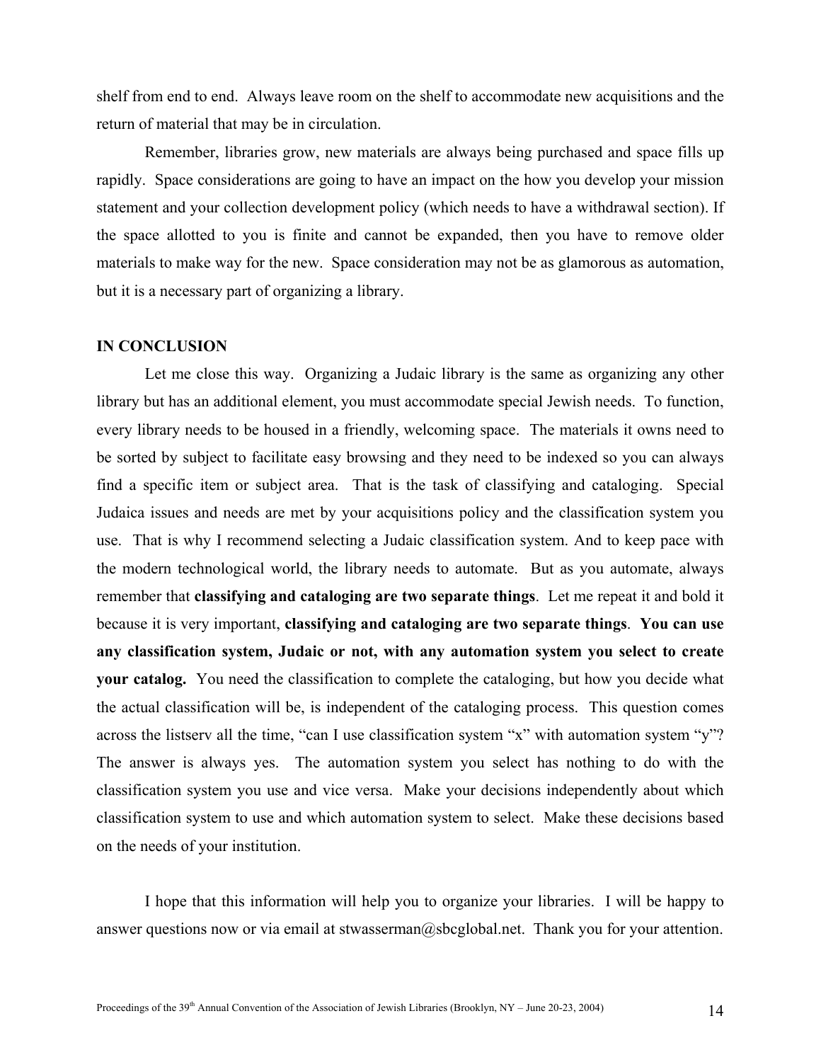shelf from end to end. Always leave room on the shelf to accommodate new acquisitions and the return of material that may be in circulation.

Remember, libraries grow, new materials are always being purchased and space fills up rapidly. Space considerations are going to have an impact on the how you develop your mission statement and your collection development policy (which needs to have a withdrawal section). If the space allotted to you is finite and cannot be expanded, then you have to remove older materials to make way for the new. Space consideration may not be as glamorous as automation, but it is a necessary part of organizing a library.

## IN CONCLUSION

Let me close this way. Organizing a Judaic library is the same as organizing any other library but has an additional element, you must accommodate special Jewish needs. To function, every library needs to be housed in a friendly, welcoming space. The materials it owns need to be sorted by subject to facilitate easy browsing and they need to be indexed so you can always find a specific item or subject area. That is the task of classifying and cataloging. Special Judaica issues and needs are met by your acquisitions policy and the classification system you use. That is why I recommend selecting a Judaic classification system. And to keep pace with the modern technological world, the library needs to automate. But as you automate, always remember that **classifying and cataloging are two separate things**. Let me repeat it and bold it because it is very important, **classifying and cataloging are two separate things**. **You can use any classification system, Judaic or not, with any automation system you select to create your catalog.** You need the classification to complete the cataloging, but how you decide what the actual classification will be, is independent of the cataloging process. This question comes across the listserv all the time, "can I use classification system "x" with automation system "y"? The answer is always yes. The automation system you select has nothing to do with the classification system you use and vice versa. Make your decisions independently about which classification system to use and which automation system to select. Make these decisions based on the needs of your institution.

I hope that this information will help you to organize your libraries. I will be happy to answer questions now or via email at stwasserman@sbcglobal.net. Thank you for your attention.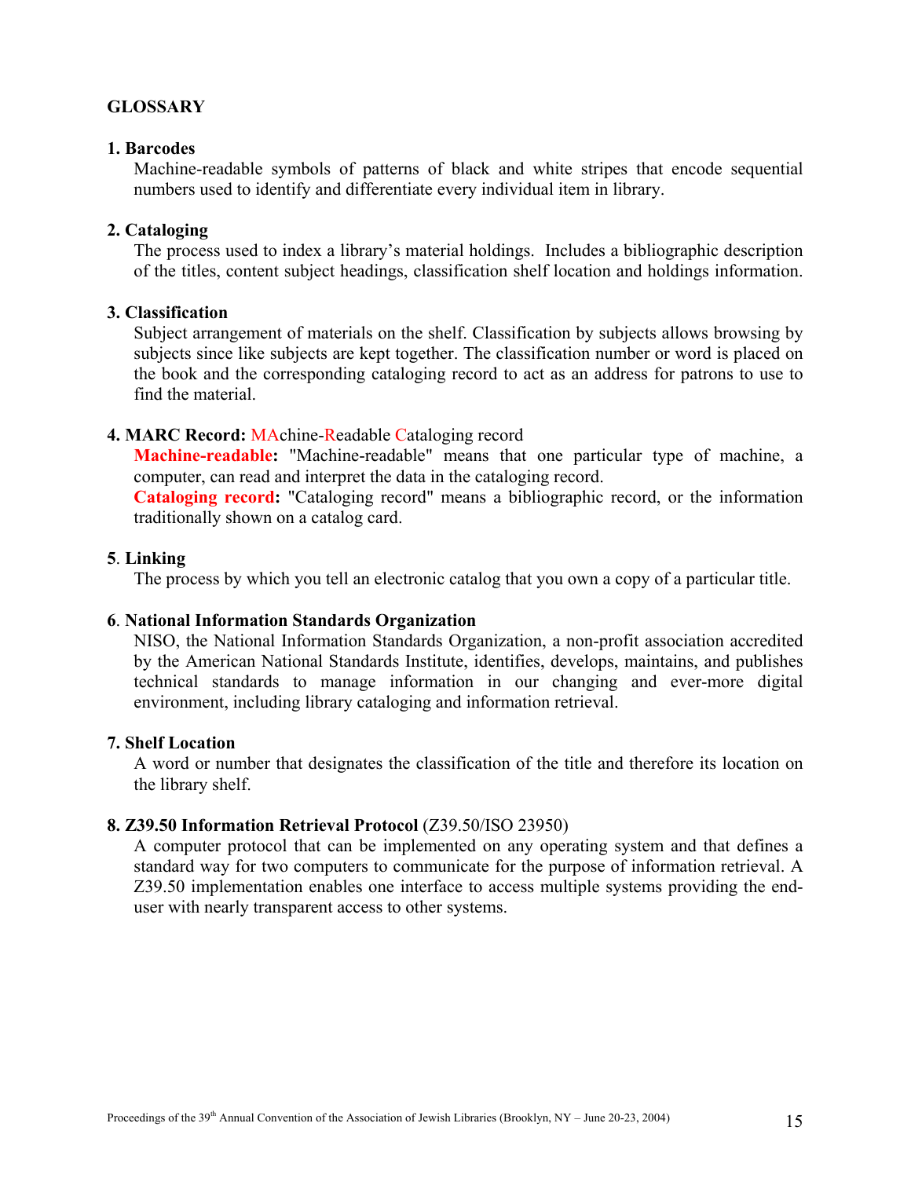## GLOSSARY

### 1. Barcodes

Machine-readable symbols of patterns of black and white stripes that encode sequential numbers used to identify and differentiate every individual item in library.

### 2. Cataloging

The process used to index a library's material holdings. Includes a bibliographic description of the titles, content subject headings, classification shelf location and holdings information.

### 3. Classification

Subject arrangement of materials on the shelf. Classification by subjects allows browsing by subjects since like subjects are kept together. The classification number or word is placed on the book and the corresponding cataloging record to act as an address for patrons to use to find the material.

### 4. MARC Record: MAchine-Readable Cataloging record

**Machine-readable:** "Machine-readable" means that one particular type of machine, a computer, can read and interpret the data in the cataloging record.

**Cataloging record:** "Cataloging record" means a bibliographic record, or the information traditionally shown on a catalog card.

### 5. Linking

The process by which you tell an electronic catalog that you own a copy of a particular title.

### 6. National Information Standards Organization

NISO, the National Information Standards Organization, a non-profit association accredited by the American National Standards Institute, identifies, develops, maintains, and publishes technical standards to manage information in our changing and ever-more digital environment, including library cataloging and information retrieval.

### 7. Shelf Location

A word or number that designates the classification of the title and therefore its location on the library shelf.

### 8. Z39.50 Information Retrieval Protocol (Z39.50/ISO 23950)

A computer protocol that can be implemented on any operating system and that defines a standard way for two computers to communicate for the purpose of information retrieval. A Z39.50 implementation enables one interface to access multiple systems providing the end-user with nearly transparent access to other systems.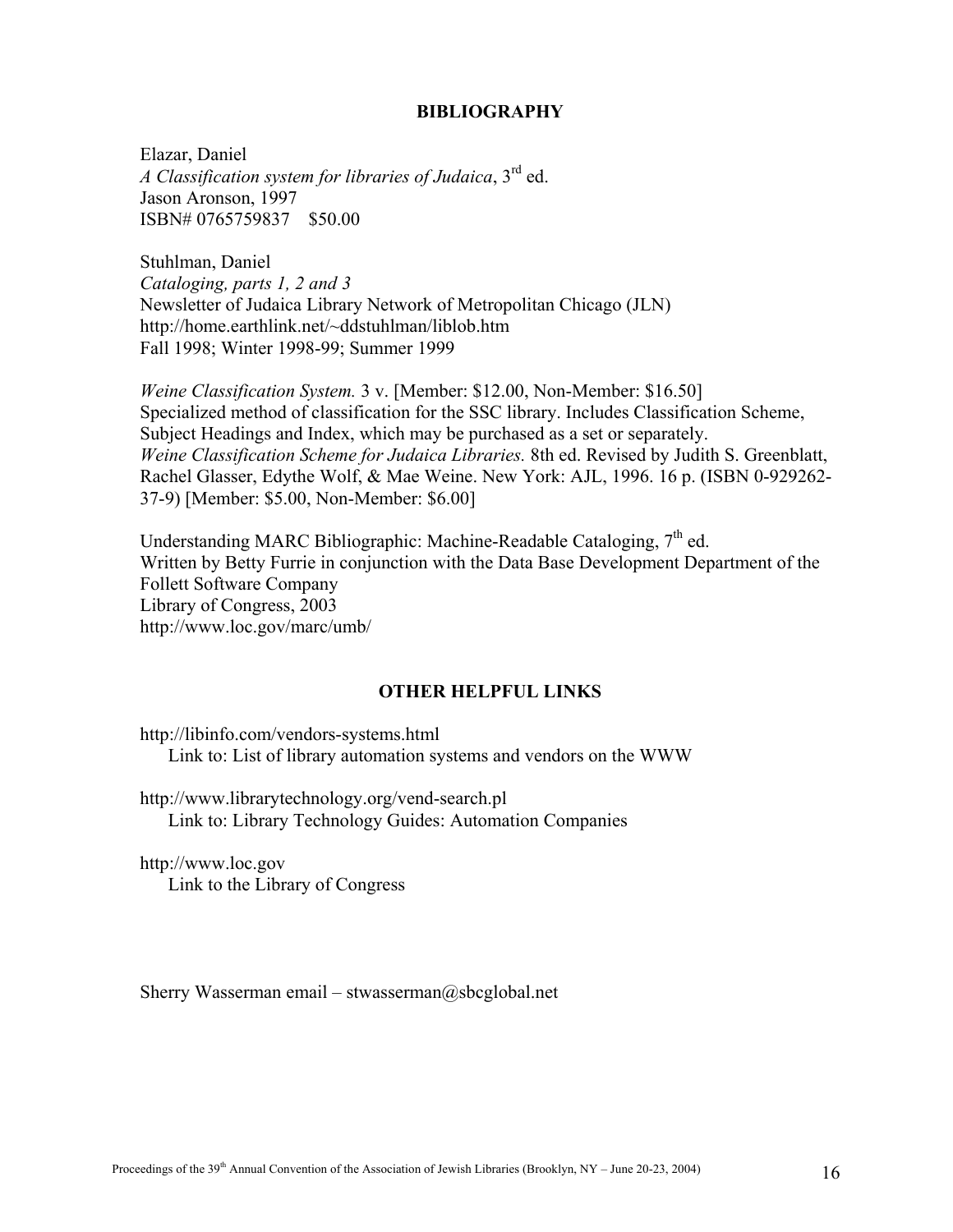## BIBLIOGRAPHY

Elazar, Daniel
*A Classification system for libraries of Judaica*, 3rd ed.
Jason Aronson, 1997
ISBN# 0765759837 $50.00

Stuhlman, Daniel
*Cataloging, parts 1, 2 and 3*
Newsletter of Judaica Library Network of Metropolitan Chicago (JLN)
http://home.earthlink.net/~ddstuhlman/liblob.htm
Fall 1998; Winter 1998-99; Summer 1999

*Weine Classification System.* 3 v. [Member: $12.00, Non-Member: $16.50]
Specialized method of classification for the SSC library. Includes Classification Scheme, Subject Headings and Index, which may be purchased as a set or separately.
*Weine Classification Scheme for Judaica Libraries.* 8th ed. Revised by Judith S. Greenblatt, Rachel Glasser, Edythe Wolf, & Mae Weine. New York: AJL, 1996. 16 p. (ISBN 0-929262-37-9) [Member: $5.00, Non-Member: $6.00]

Understanding MARC Bibliographic: Machine-Readable Cataloging, 7th ed.
Written by Betty Furrie in conjunction with the Data Base Development Department of the Follett Software Company
Library of Congress, 2003
http://www.loc.gov/marc/umb/

## OTHER HELPFUL LINKS

http://libinfo.com/vendors-systems.html
Link to: List of library automation systems and vendors on the WWW

http://www.librarytechnology.org/vend-search.pl
Link to: Library Technology Guides: Automation Companies

http://www.loc.gov
Link to the Library of Congress

Sherry Wasserman email – stwasserman@sbcglobal.net